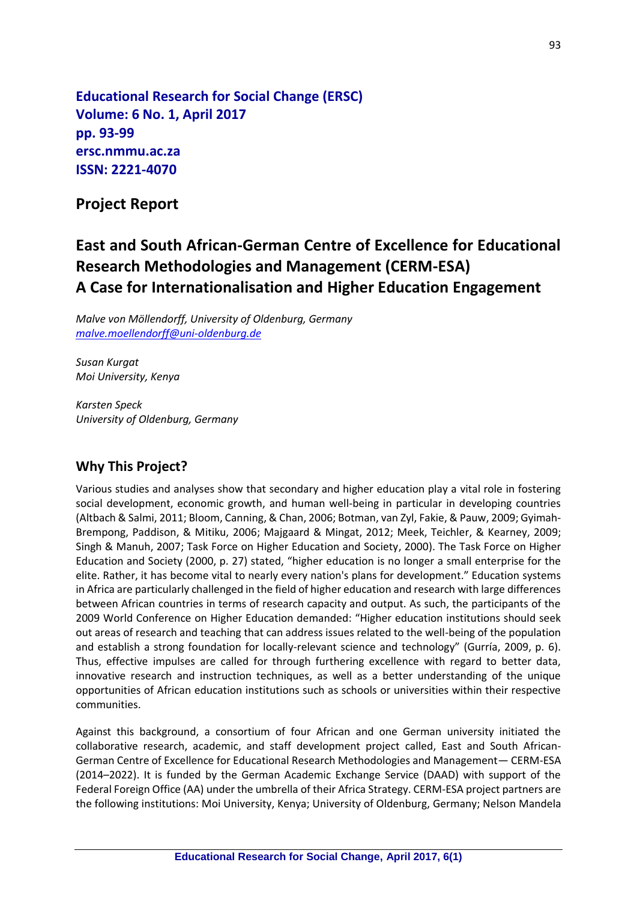**Educational Research for Social Change (ERSC)**
**Volume: 6 No. 1, April 2017**
**pp. 93-99**
**ersc.nmmu.ac.za**
**ISSN: 2221-4070**

## Project Report

# East and South African-German Centre of Excellence for Educational Research Methodologies and Management (CERM-ESA) A Case for Internationalisation and Higher Education Engagement

*Malve von Möllendorff, University of Oldenburg, Germany*
*malve.moellendorff@uni-oldenburg.de*

*Susan Kurgat*
*Moi University, Kenya*

*Karsten Speck*
*University of Oldenburg, Germany*

## Why This Project?

Various studies and analyses show that secondary and higher education play a vital role in fostering social development, economic growth, and human well-being in particular in developing countries (Altbach & Salmi, 2011; Bloom, Canning, & Chan, 2006; Botman, van Zyl, Fakie, & Pauw, 2009; Gyimah-Brempong, Paddison, & Mitiku, 2006; Majgaard & Mingat, 2012; Meek, Teichler, & Kearney, 2009; Singh & Manuh, 2007; Task Force on Higher Education and Society, 2000). The Task Force on Higher Education and Society (2000, p. 27) stated, "higher education is no longer a small enterprise for the elite. Rather, it has become vital to nearly every nation's plans for development." Education systems in Africa are particularly challenged in the field of higher education and research with large differences between African countries in terms of research capacity and output. As such, the participants of the 2009 World Conference on Higher Education demanded: "Higher education institutions should seek out areas of research and teaching that can address issues related to the well-being of the population and establish a strong foundation for locally-relevant science and technology" (Gurría, 2009, p. 6). Thus, effective impulses are called for through furthering excellence with regard to better data, innovative research and instruction techniques, as well as a better understanding of the unique opportunities of African education institutions such as schools or universities within their respective communities.

Against this background, a consortium of four African and one German university initiated the collaborative research, academic, and staff development project called, East and South African-German Centre of Excellence for Educational Research Methodologies and Management— CERM-ESA (2014–2022). It is funded by the German Academic Exchange Service (DAAD) with support of the Federal Foreign Office (AA) under the umbrella of their Africa Strategy. CERM-ESA project partners are the following institutions: Moi University, Kenya; University of Oldenburg, Germany; Nelson Mandela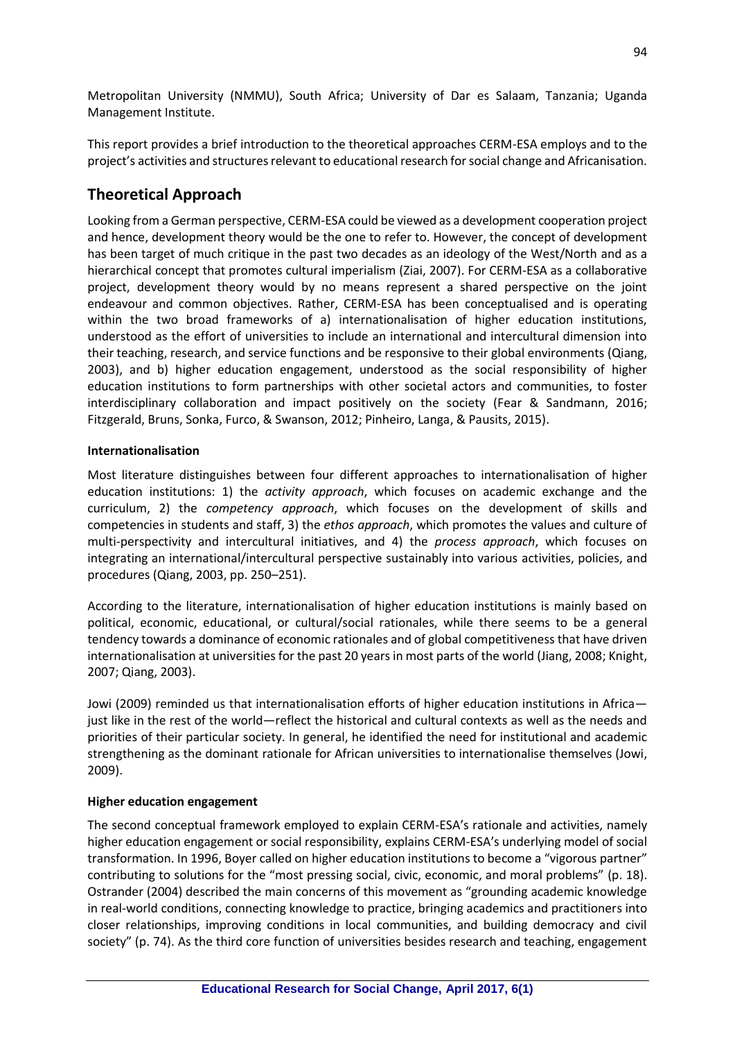Metropolitan University (NMMU), South Africa; University of Dar es Salaam, Tanzania; Uganda Management Institute.

This report provides a brief introduction to the theoretical approaches CERM-ESA employs and to the project's activities and structures relevant to educational research for social change and Africanisation.

## Theoretical Approach

Looking from a German perspective, CERM-ESA could be viewed as a development cooperation project and hence, development theory would be the one to refer to. However, the concept of development has been target of much critique in the past two decades as an ideology of the West/North and as a hierarchical concept that promotes cultural imperialism (Ziai, 2007). For CERM-ESA as a collaborative project, development theory would by no means represent a shared perspective on the joint endeavour and common objectives. Rather, CERM-ESA has been conceptualised and is operating within the two broad frameworks of a) internationalisation of higher education institutions, understood as the effort of universities to include an international and intercultural dimension into their teaching, research, and service functions and be responsive to their global environments (Qiang, 2003), and b) higher education engagement, understood as the social responsibility of higher education institutions to form partnerships with other societal actors and communities, to foster interdisciplinary collaboration and impact positively on the society (Fear & Sandmann, 2016; Fitzgerald, Bruns, Sonka, Furco, & Swanson, 2012; Pinheiro, Langa, & Pausits, 2015).

**Internationalisation**

Most literature distinguishes between four different approaches to internationalisation of higher education institutions: 1) the *activity approach*, which focuses on academic exchange and the curriculum, 2) the *competency approach*, which focuses on the development of skills and competencies in students and staff, 3) the *ethos approach*, which promotes the values and culture of multi-perspectivity and intercultural initiatives, and 4) the *process approach*, which focuses on integrating an international/intercultural perspective sustainably into various activities, policies, and procedures (Qiang, 2003, pp. 250–251).

According to the literature, internationalisation of higher education institutions is mainly based on political, economic, educational, or cultural/social rationales, while there seems to be a general tendency towards a dominance of economic rationales and of global competitiveness that have driven internationalisation at universities for the past 20 years in most parts of the world (Jiang, 2008; Knight, 2007; Qiang, 2003).

Jowi (2009) reminded us that internationalisation efforts of higher education institutions in Africa—just like in the rest of the world—reflect the historical and cultural contexts as well as the needs and priorities of their particular society. In general, he identified the need for institutional and academic strengthening as the dominant rationale for African universities to internationalise themselves (Jowi, 2009).

**Higher education engagement**

The second conceptual framework employed to explain CERM-ESA's rationale and activities, namely higher education engagement or social responsibility, explains CERM-ESA's underlying model of social transformation. In 1996, Boyer called on higher education institutions to become a "vigorous partner" contributing to solutions for the "most pressing social, civic, economic, and moral problems" (p. 18). Ostrander (2004) described the main concerns of this movement as "grounding academic knowledge in real-world conditions, connecting knowledge to practice, bringing academics and practitioners into closer relationships, improving conditions in local communities, and building democracy and civil society" (p. 74). As the third core function of universities besides research and teaching, engagement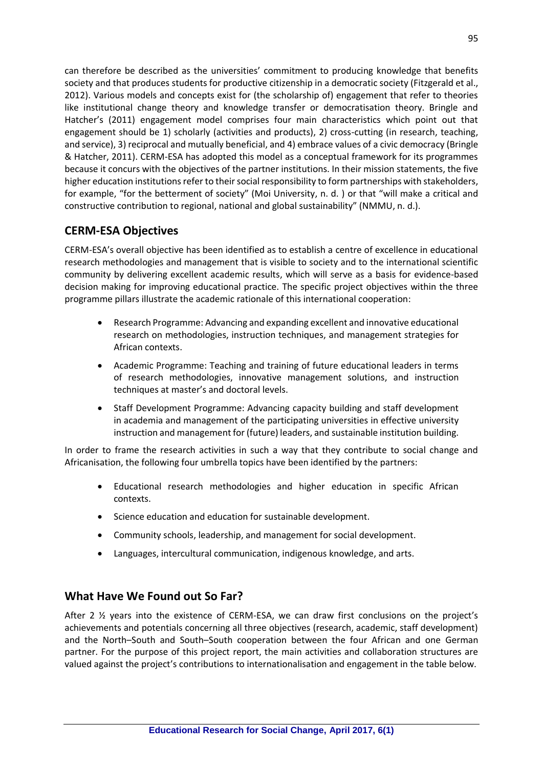can therefore be described as the universities' commitment to producing knowledge that benefits society and that produces students for productive citizenship in a democratic society (Fitzgerald et al., 2012). Various models and concepts exist for (the scholarship of) engagement that refer to theories like institutional change theory and knowledge transfer or democratisation theory. Bringle and Hatcher's (2011) engagement model comprises four main characteristics which point out that engagement should be 1) scholarly (activities and products), 2) cross-cutting (in research, teaching, and service), 3) reciprocal and mutually beneficial, and 4) embrace values of a civic democracy (Bringle & Hatcher, 2011). CERM-ESA has adopted this model as a conceptual framework for its programmes because it concurs with the objectives of the partner institutions. In their mission statements, the five higher education institutions refer to their social responsibility to form partnerships with stakeholders, for example, "for the betterment of society" (Moi University, n. d. ) or that "will make a critical and constructive contribution to regional, national and global sustainability" (NMMU, n. d.).

## CERM-ESA Objectives

CERM-ESA's overall objective has been identified as to establish a centre of excellence in educational research methodologies and management that is visible to society and to the international scientific community by delivering excellent academic results, which will serve as a basis for evidence-based decision making for improving educational practice. The specific project objectives within the three programme pillars illustrate the academic rationale of this international cooperation:

- Research Programme: Advancing and expanding excellent and innovative educational research on methodologies, instruction techniques, and management strategies for African contexts.
- Academic Programme: Teaching and training of future educational leaders in terms of research methodologies, innovative management solutions, and instruction techniques at master's and doctoral levels.
- Staff Development Programme: Advancing capacity building and staff development in academia and management of the participating universities in effective university instruction and management for (future) leaders, and sustainable institution building.

In order to frame the research activities in such a way that they contribute to social change and Africanisation, the following four umbrella topics have been identified by the partners:

- Educational research methodologies and higher education in specific African contexts.
- Science education and education for sustainable development.
- Community schools, leadership, and management for social development.
- Languages, intercultural communication, indigenous knowledge, and arts.

## What Have We Found out So Far?

After 2 ½ years into the existence of CERM-ESA, we can draw first conclusions on the project's achievements and potentials concerning all three objectives (research, academic, staff development) and the North–South and South–South cooperation between the four African and one German partner. For the purpose of this project report, the main activities and collaboration structures are valued against the project's contributions to internationalisation and engagement in the table below.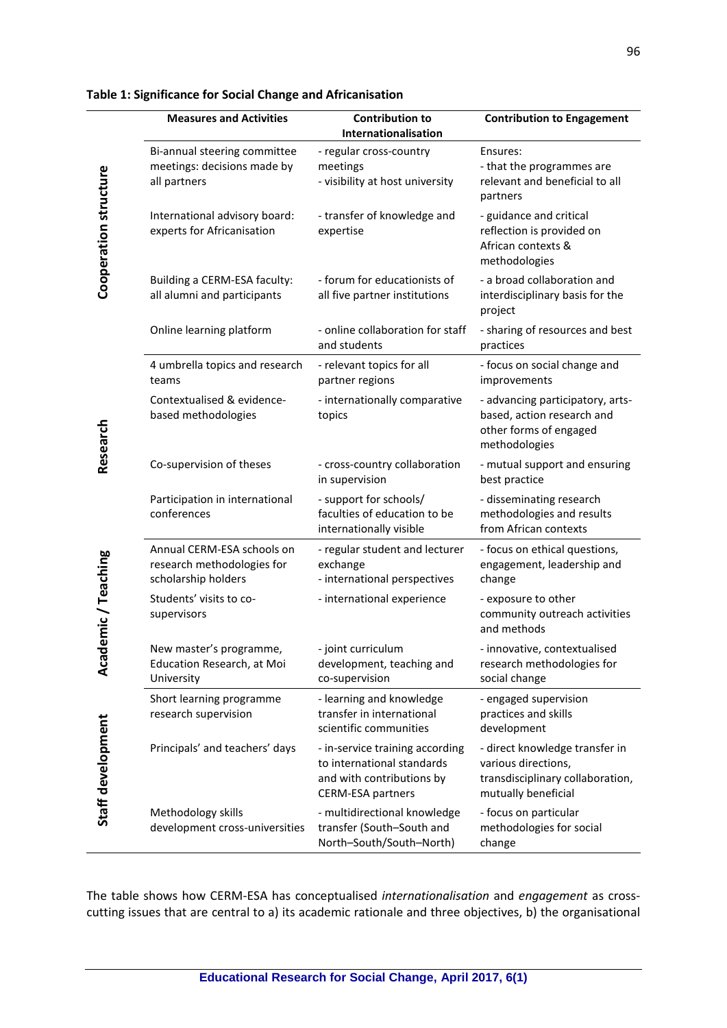**Table 1: Significance for Social Change and Africanisation**

| | Measures and Activities | Contribution to Internationalisation | Contribution to Engagement |
|---|---|---|---|
| Cooperation structure | Bi-annual steering committee meetings: decisions made by all partners | - regular cross-country meetings<br>- visibility at host university | Ensures:<br>- that the programmes are relevant and beneficial to all partners |
| | International advisory board: experts for Africanisation | - transfer of knowledge and expertise | - guidance and critical reflection is provided on African contexts & methodologies |
| | Building a CERM-ESA faculty: all alumni and participants | - forum for educationists of all five partner institutions | - a broad collaboration and interdisciplinary basis for the project |
| | Online learning platform | - online collaboration for staff and students | - sharing of resources and best practices |
| Research | 4 umbrella topics and research teams | - relevant topics for all partner regions | - focus on social change and improvements |
| | Contextualised & evidence-based methodologies | - internationally comparative topics | - advancing participatory, arts-based, action research and other forms of engaged methodologies |
| | Co-supervision of theses | - cross-country collaboration in supervision | - mutual support and ensuring best practice |
| | Participation in international conferences | - support for schools/ faculties of education to be internationally visible | - disseminating research methodologies and results from African contexts |
| Academic / Teaching | Annual CERM-ESA schools on research methodologies for scholarship holders | - regular student and lecturer exchange<br>- international perspectives | - focus on ethical questions, engagement, leadership and change |
| | Students' visits to co-supervisors | - international experience | - exposure to other community outreach activities and methods |
| | New master's programme, Education Research, at Moi University | - joint curriculum development, teaching and co-supervision | - innovative, contextualised research methodologies for social change |
| Staff development | Short learning programme research supervision | - learning and knowledge transfer in international scientific communities | - engaged supervision practices and skills development |
| | Principals' and teachers' days | - in-service training according to international standards and with contributions by CERM-ESA partners | - direct knowledge transfer in various directions, transdisciplinary collaboration, mutually beneficial |
| | Methodology skills development cross-universities | - multidirectional knowledge transfer (South–South and North–South/South–North) | - focus on particular methodologies for social change |

The table shows how CERM-ESA has conceptualised *internationalisation* and *engagement* as cross-cutting issues that are central to a) its academic rationale and three objectives, b) the organisational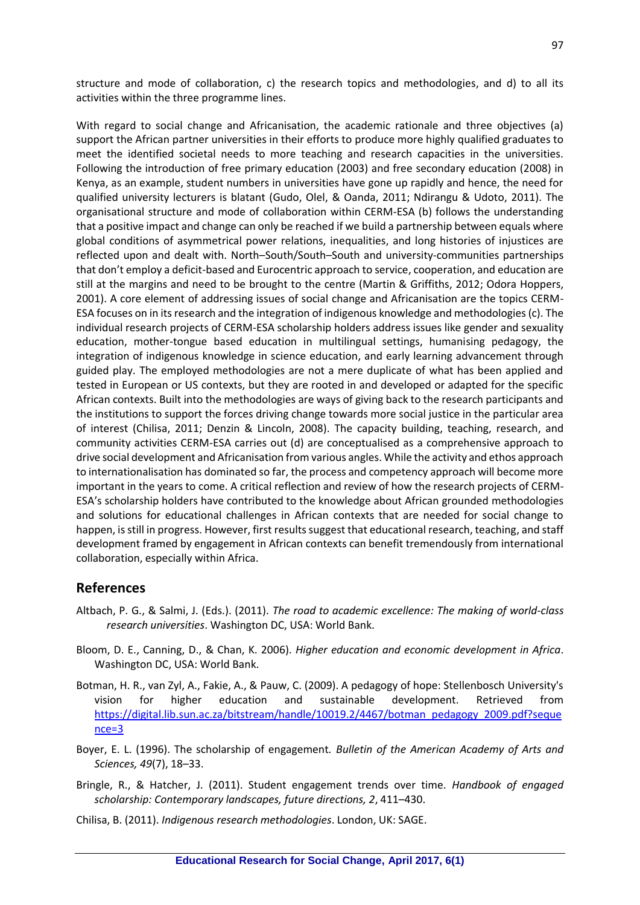structure and mode of collaboration, c) the research topics and methodologies, and d) to all its activities within the three programme lines.

With regard to social change and Africanisation, the academic rationale and three objectives (a) support the African partner universities in their efforts to produce more highly qualified graduates to meet the identified societal needs to more teaching and research capacities in the universities. Following the introduction of free primary education (2003) and free secondary education (2008) in Kenya, as an example, student numbers in universities have gone up rapidly and hence, the need for qualified university lecturers is blatant (Gudo, Olel, & Oanda, 2011; Ndirangu & Udoto, 2011). The organisational structure and mode of collaboration within CERM-ESA (b) follows the understanding that a positive impact and change can only be reached if we build a partnership between equals where global conditions of asymmetrical power relations, inequalities, and long histories of injustices are reflected upon and dealt with. North–South/South–South and university-communities partnerships that don't employ a deficit-based and Eurocentric approach to service, cooperation, and education are still at the margins and need to be brought to the centre (Martin & Griffiths, 2012; Odora Hoppers, 2001). A core element of addressing issues of social change and Africanisation are the topics CERM-ESA focuses on in its research and the integration of indigenous knowledge and methodologies (c). The individual research projects of CERM-ESA scholarship holders address issues like gender and sexuality education, mother-tongue based education in multilingual settings, humanising pedagogy, the integration of indigenous knowledge in science education, and early learning advancement through guided play. The employed methodologies are not a mere duplicate of what has been applied and tested in European or US contexts, but they are rooted in and developed or adapted for the specific African contexts. Built into the methodologies are ways of giving back to the research participants and the institutions to support the forces driving change towards more social justice in the particular area of interest (Chilisa, 2011; Denzin & Lincoln, 2008). The capacity building, teaching, research, and community activities CERM-ESA carries out (d) are conceptualised as a comprehensive approach to drive social development and Africanisation from various angles. While the activity and ethos approach to internationalisation has dominated so far, the process and competency approach will become more important in the years to come. A critical reflection and review of how the research projects of CERM-ESA's scholarship holders have contributed to the knowledge about African grounded methodologies and solutions for educational challenges in African contexts that are needed for social change to happen, is still in progress. However, first results suggest that educational research, teaching, and staff development framed by engagement in African contexts can benefit tremendously from international collaboration, especially within Africa.

## References

Altbach, P. G., & Salmi, J. (Eds.). (2011). *The road to academic excellence: The making of world-class research universities*. Washington DC, USA: World Bank.

Bloom, D. E., Canning, D., & Chan, K. 2006). *Higher education and economic development in Africa*. Washington DC, USA: World Bank.

Botman, H. R., van Zyl, A., Fakie, A., & Pauw, C. (2009). A pedagogy of hope: Stellenbosch University's vision for higher education and sustainable development. Retrieved from https://digital.lib.sun.ac.za/bitstream/handle/10019.2/4467/botman_pedagogy_2009.pdf?sequence=3

Boyer, E. L. (1996). The scholarship of engagement. *Bulletin of the American Academy of Arts and Sciences, 49*(7), 18–33.

Bringle, R., & Hatcher, J. (2011). Student engagement trends over time. *Handbook of engaged scholarship: Contemporary landscapes, future directions, 2*, 411–430.

Chilisa, B. (2011). *Indigenous research methodologies*. London, UK: SAGE.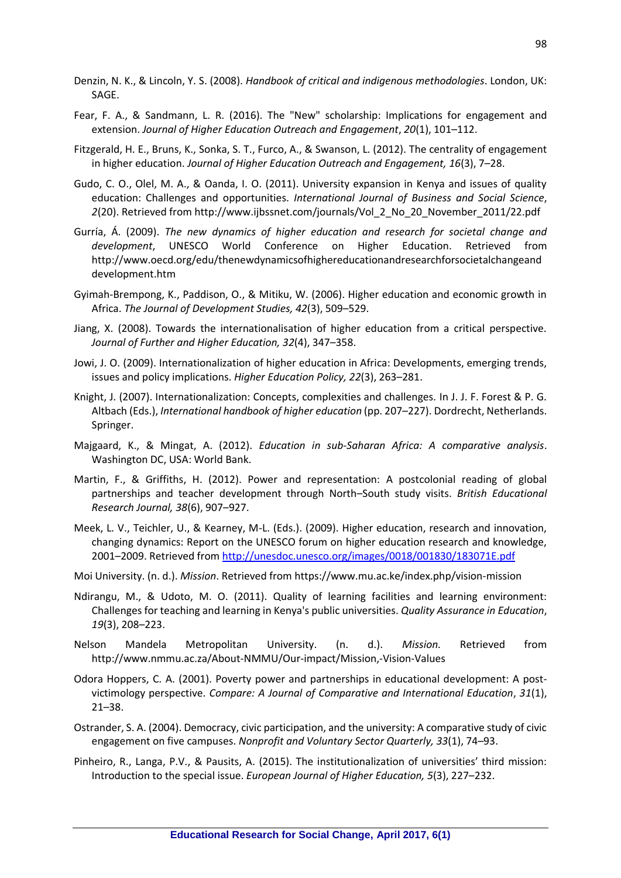Denzin, N. K., & Lincoln, Y. S. (2008). *Handbook of critical and indigenous methodologies*. London, UK: SAGE.

Fear, F. A., & Sandmann, L. R. (2016). The "New" scholarship: Implications for engagement and extension. *Journal of Higher Education Outreach and Engagement*, *20*(1), 101–112.

Fitzgerald, H. E., Bruns, K., Sonka, S. T., Furco, A., & Swanson, L. (2012). The centrality of engagement in higher education. *Journal of Higher Education Outreach and Engagement, 16*(3), 7–28.

Gudo, C. O., Olel, M. A., & Oanda, I. O. (2011). University expansion in Kenya and issues of quality education: Challenges and opportunities. *International Journal of Business and Social Science*, *2*(20). Retrieved from http://www.ijbssnet.com/journals/Vol_2_No_20_November_2011/22.pdf

Gurría, Á. (2009). *The new dynamics of higher education and research for societal change and development*, UNESCO World Conference on Higher Education. Retrieved from http://www.oecd.org/edu/thenewdynamicsofhighereducationandresearchforsocietalchangeanddevelopment.htm

Gyimah-Brempong, K., Paddison, O., & Mitiku, W. (2006). Higher education and economic growth in Africa. *The Journal of Development Studies, 42*(3), 509–529.

Jiang, X. (2008). Towards the internationalisation of higher education from a critical perspective. *Journal of Further and Higher Education, 32*(4), 347–358.

Jowi, J. O. (2009). Internationalization of higher education in Africa: Developments, emerging trends, issues and policy implications. *Higher Education Policy, 22*(3), 263–281.

Knight, J. (2007). Internationalization: Concepts, complexities and challenges. In J. J. F. Forest & P. G. Altbach (Eds.), *International handbook of higher education* (pp. 207–227). Dordrecht, Netherlands. Springer.

Majgaard, K., & Mingat, A. (2012). *Education in sub-Saharan Africa: A comparative analysis*. Washington DC, USA: World Bank.

Martin, F., & Griffiths, H. (2012). Power and representation: A postcolonial reading of global partnerships and teacher development through North–South study visits. *British Educational Research Journal, 38*(6), 907–927.

Meek, L. V., Teichler, U., & Kearney, M-L. (Eds.). (2009). Higher education, research and innovation, changing dynamics: Report on the UNESCO forum on higher education research and knowledge, 2001–2009. Retrieved from http://unesdoc.unesco.org/images/0018/001830/183071E.pdf

Moi University. (n. d.). *Mission*. Retrieved from https://www.mu.ac.ke/index.php/vision-mission

Ndirangu, M., & Udoto, M. O. (2011). Quality of learning facilities and learning environment: Challenges for teaching and learning in Kenya's public universities. *Quality Assurance in Education*, *19*(3), 208–223.

Nelson Mandela Metropolitan University. (n. d.). *Mission.* Retrieved from http://www.nmmu.ac.za/About-NMMU/Our-impact/Mission,-Vision-Values

Odora Hoppers, C. A. (2001). Poverty power and partnerships in educational development: A post-victimology perspective. *Compare: A Journal of Comparative and International Education*, *31*(1), 21–38.

Ostrander, S. A. (2004). Democracy, civic participation, and the university: A comparative study of civic engagement on five campuses. *Nonprofit and Voluntary Sector Quarterly, 33*(1), 74–93.

Pinheiro, R., Langa, P.V., & Pausits, A. (2015). The institutionalization of universities' third mission: Introduction to the special issue. *European Journal of Higher Education, 5*(3), 227–232.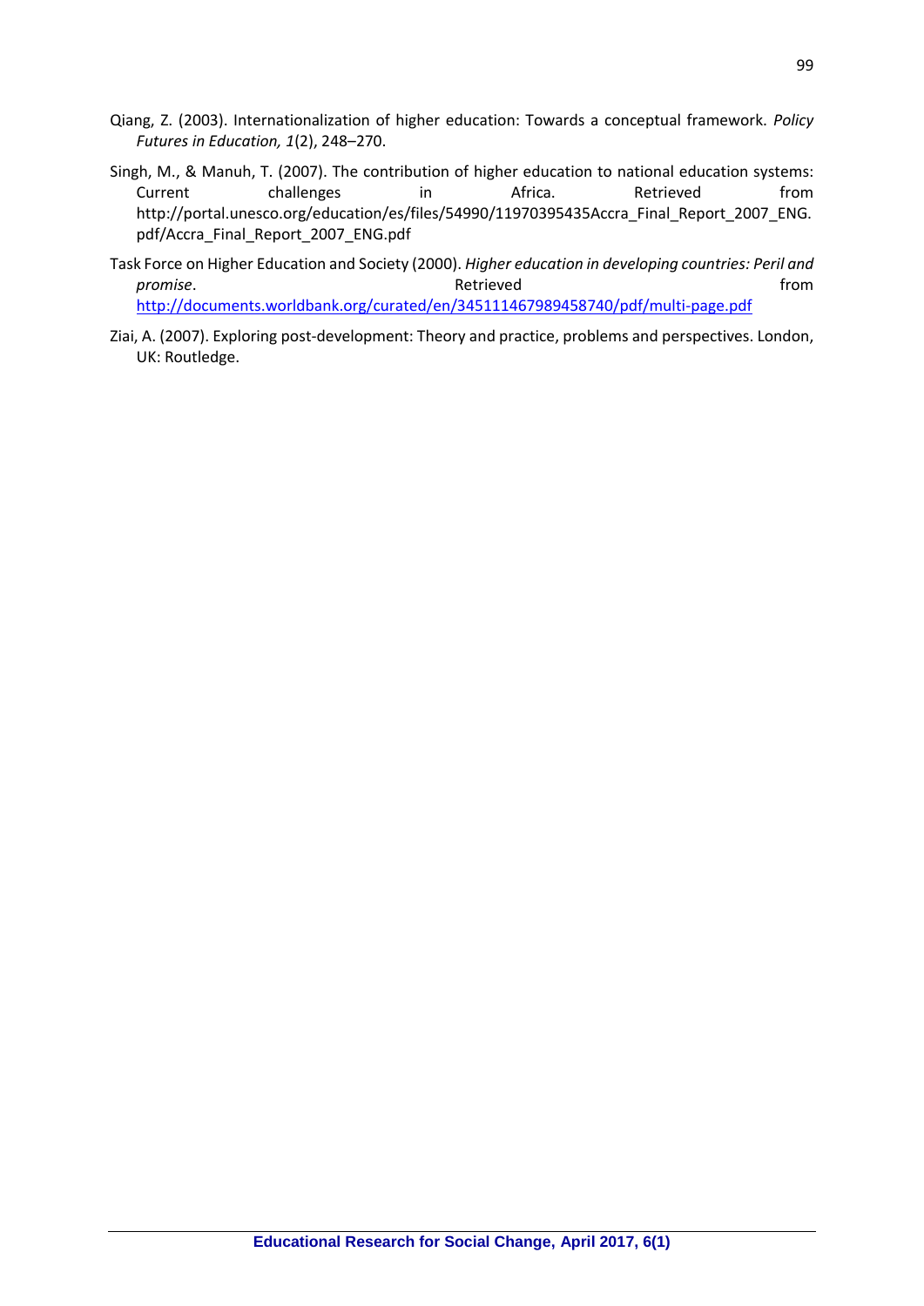Qiang, Z. (2003). Internationalization of higher education: Towards a conceptual framework. *Policy Futures in Education, 1*(2), 248–270.

Singh, M., & Manuh, T. (2007). The contribution of higher education to national education systems: Current challenges in Africa. Retrieved from http://portal.unesco.org/education/es/files/54990/11970395435Accra_Final_Report_2007_ENG.pdf/Accra_Final_Report_2007_ENG.pdf

Task Force on Higher Education and Society (2000). *Higher education in developing countries: Peril and promise*. Retrieved from http://documents.worldbank.org/curated/en/345111467989458740/pdf/multi-page.pdf

Ziai, A. (2007). Exploring post-development: Theory and practice, problems and perspectives. London, UK: Routledge.